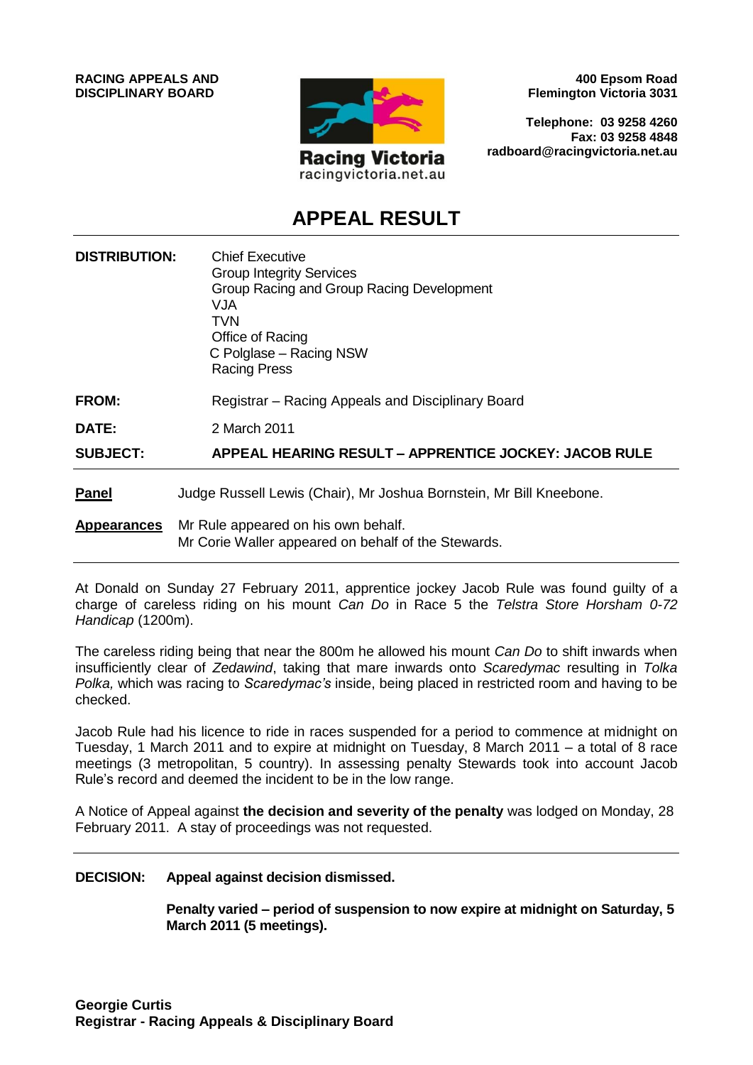**RACING APPEALS AND DISCIPLINARY BOARD**

Racing Victoria
racingvictoria.net.au

**400 Epsom Road**
**Flemington Victoria 3031**

**Telephone: 03 9258 4260**
**Fax: 03 9258 4848**
**radboard@racingvictoria.net.au**

# APPEAL RESULT

| | |
|---|---|
| **DISTRIBUTION:** | Chief Executive<br>Group Integrity Services<br>Group Racing and Group Racing Development<br>VJA<br>TVN<br>Office of Racing<br>C Polglase – Racing NSW<br>Racing Press |
| **FROM:** | Registrar – Racing Appeals and Disciplinary Board |
| **DATE:** | 2 March 2011 |
| **SUBJECT:** | **APPEAL HEARING RESULT – APPRENTICE JOCKEY: JACOB RULE** |

**Panel** Judge Russell Lewis (Chair), Mr Joshua Bornstein, Mr Bill Kneebone.

**Appearances** Mr Rule appeared on his own behalf.
Mr Corie Waller appeared on behalf of the Stewards.

At Donald on Sunday 27 February 2011, apprentice jockey Jacob Rule was found guilty of a charge of careless riding on his mount *Can Do* in Race 5 the *Telstra Store Horsham 0-72 Handicap* (1200m).

The careless riding being that near the 800m he allowed his mount *Can Do* to shift inwards when insufficiently clear of *Zedawind*, taking that mare inwards onto *Scaredymac* resulting in *Tolka Polka,* which was racing to *Scaredymac's* inside, being placed in restricted room and having to be checked.

Jacob Rule had his licence to ride in races suspended for a period to commence at midnight on Tuesday, 1 March 2011 and to expire at midnight on Tuesday, 8 March 2011 – a total of 8 race meetings (3 metropolitan, 5 country). In assessing penalty Stewards took into account Jacob Rule's record and deemed the incident to be in the low range.

A Notice of Appeal against **the decision and severity of the penalty** was lodged on Monday, 28 February 2011. A stay of proceedings was not requested.

**DECISION: Appeal against decision dismissed.**

**Penalty varied – period of suspension to now expire at midnight on Saturday, 5 March 2011 (5 meetings).**

**Georgie Curtis**
**Registrar - Racing Appeals & Disciplinary Board**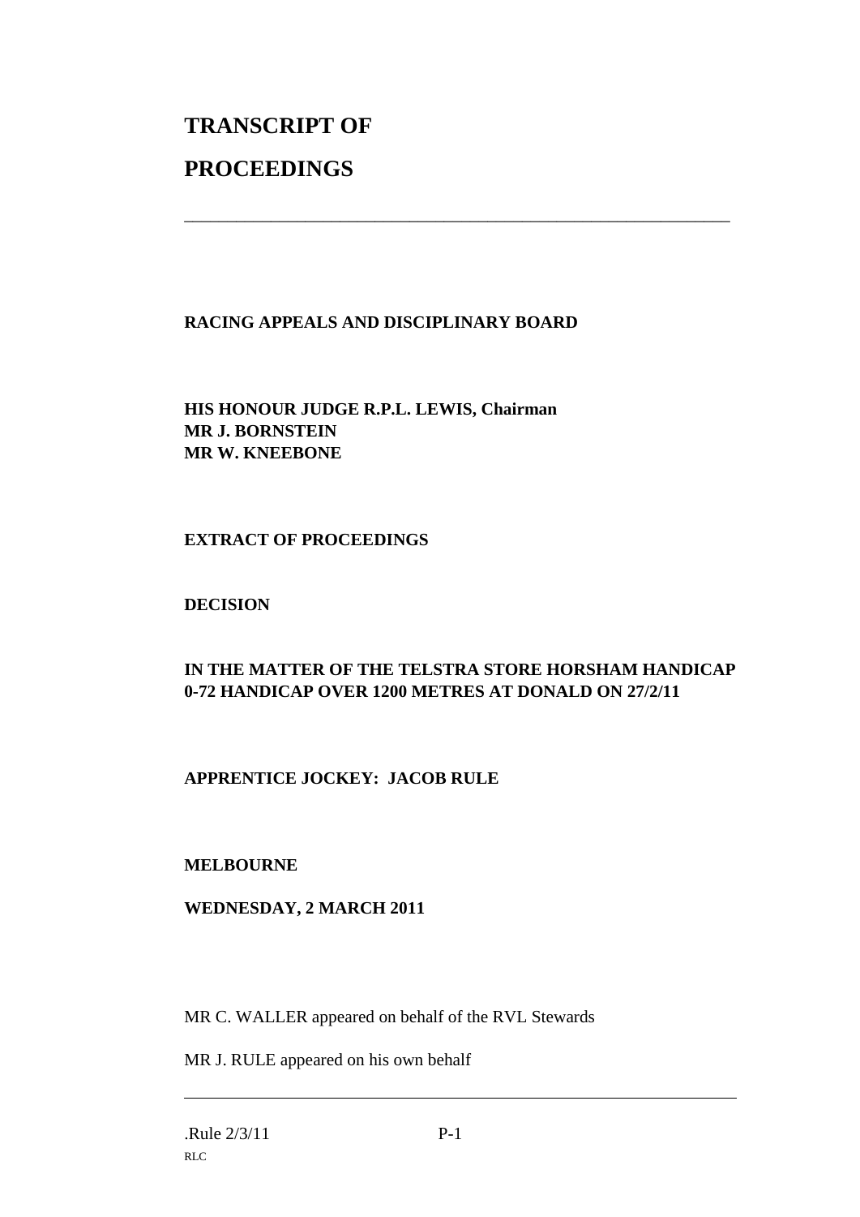# TRANSCRIPT OF

# PROCEEDINGS

---

**RACING APPEALS AND DISCIPLINARY BOARD**

**HIS HONOUR JUDGE R.P.L. LEWIS, Chairman**
**MR J. BORNSTEIN**
**MR W. KNEEBONE**

**EXTRACT OF PROCEEDINGS**

**DECISION**

**IN THE MATTER OF THE TELSTRA STORE HORSHAM HANDICAP 0-72 HANDICAP OVER 1200 METRES AT DONALD ON 27/2/11**

**APPRENTICE JOCKEY: JACOB RULE**

**MELBOURNE**

**WEDNESDAY, 2 MARCH 2011**

MR C. WALLER appeared on behalf of the RVL Stewards

MR J. RULE appeared on his own behalf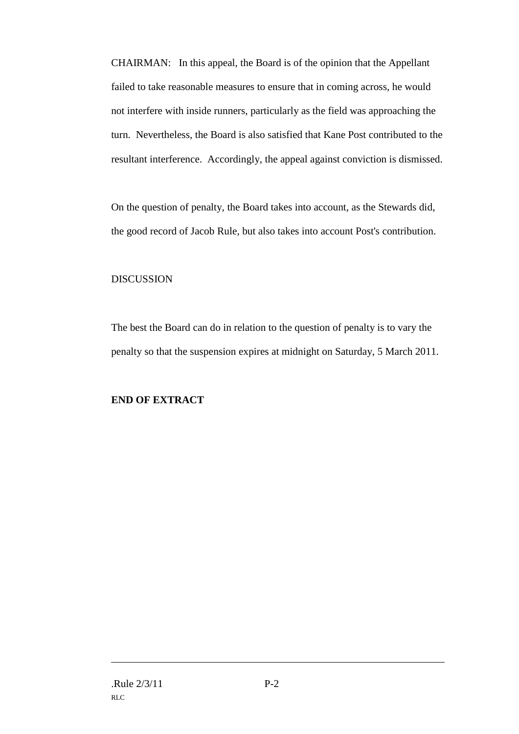CHAIRMAN: In this appeal, the Board is of the opinion that the Appellant failed to take reasonable measures to ensure that in coming across, he would not interfere with inside runners, particularly as the field was approaching the turn. Nevertheless, the Board is also satisfied that Kane Post contributed to the resultant interference. Accordingly, the appeal against conviction is dismissed.

On the question of penalty, the Board takes into account, as the Stewards did, the good record of Jacob Rule, but also takes into account Post's contribution.

DISCUSSION

The best the Board can do in relation to the question of penalty is to vary the penalty so that the suspension expires at midnight on Saturday, 5 March 2011.

**END OF EXTRACT**